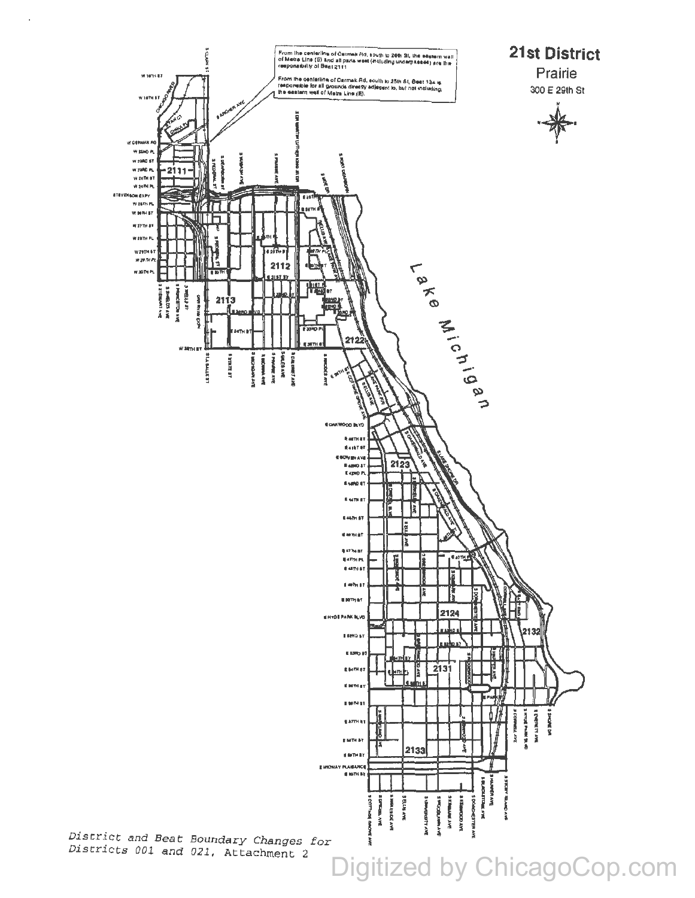# 21st District

Prairie

300 E 29th St

From the centerline of Cermak Rd, south to 26th St, the eastern wall of Metra Line (E) and all parts west (including underpasses) are the responsibility of Beat 2111

From the centerline of Cermak Rd, south to 25th St, Beat 134 is responsible for all grounds directly adjacent to, but not including, the eastern wall of Metra Line (E).

Lake Michigan

2111

2112

2113

2122

2123

2124

2131

2132

2133

District and Beat Boundary Changes for Districts 001 and 021, Attachment 2

Digitized by ChicagoCop.com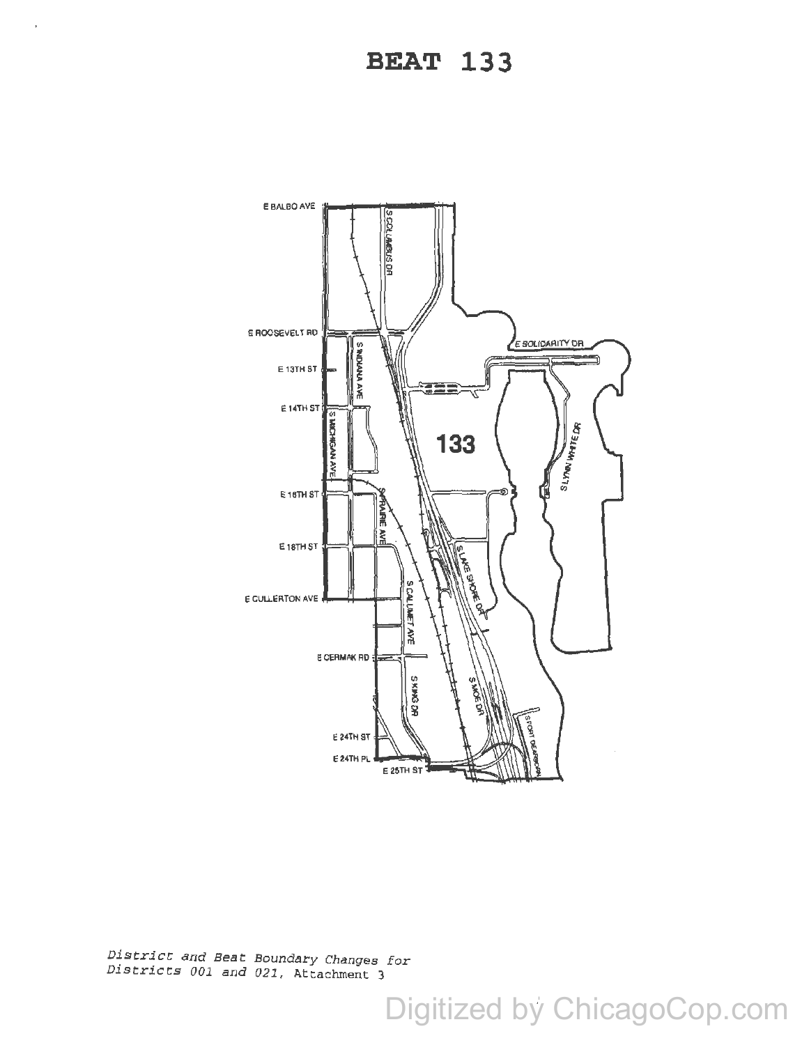# BEAT 133

E BALBO AVE

S COLUMBUS DR

E ROOSEVELT RD

S INDIANA AVE

E SOLIDARITY DR

E 13TH ST

E 14TH ST

S MICHIGAN AVE

133

S LYNN WHITE DR

E 16TH ST

S PRAIRIE AVE

E 18TH ST

S LAKE SHORE DR

E CULLERTON AVE

S CALUMET AVE

E CERMAK RD

S KING DR

S MOE DR

S FORT DEARBORN

E 24TH ST

E 24TH PL

E 25TH ST

*District and Beat Boundary Changes for Districts 001 and 021, Attachment 3*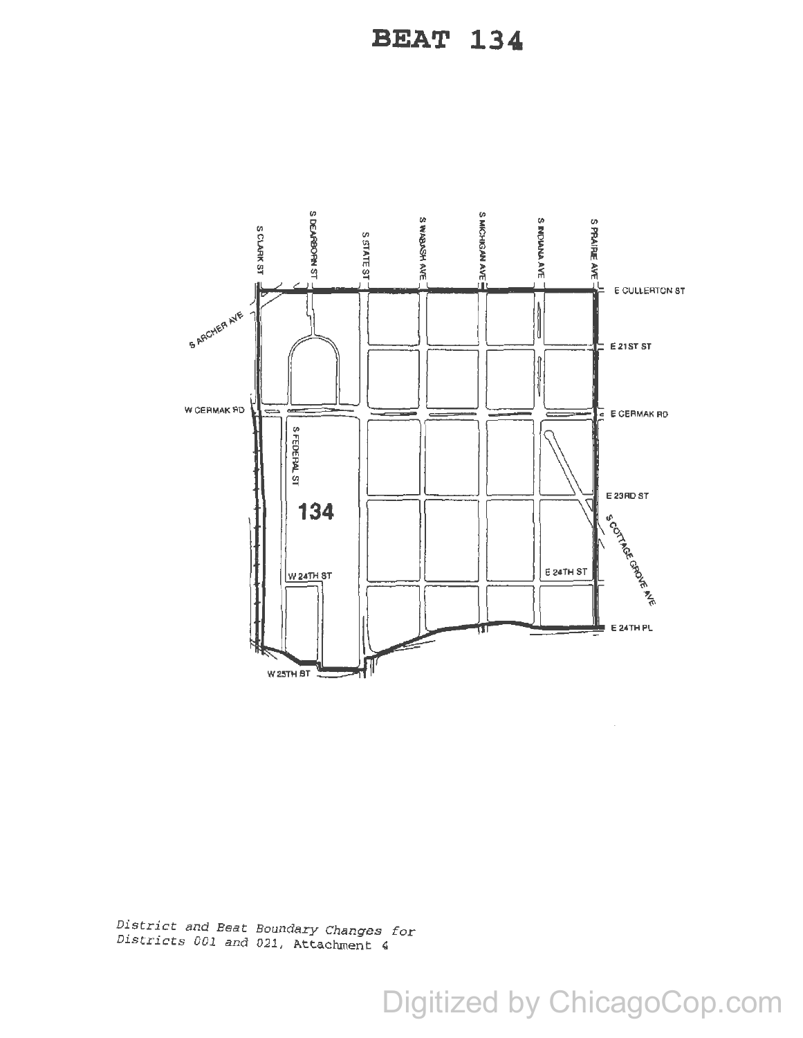# BEAT 134

S CLARK ST
S DEARBORN ST
S STATE ST
S WABASH AVE
S MICHIGAN AVE
S INDIANA AVE
S PRAIRIE AVE
E CULLERTON ST
S ARCHER AVE
E 21ST ST
W CERMAK RD
E CERMAK RD
S FEDERAL ST
E 23RD ST
134
S COTTAGE GROVE AVE
W 24TH ST
E 24TH ST
E 24TH PL
W 25TH ST

*District and Beat Boundary Changes for Districts 001 and 021, Attachment 4*

Digitized by ChicagoCop.com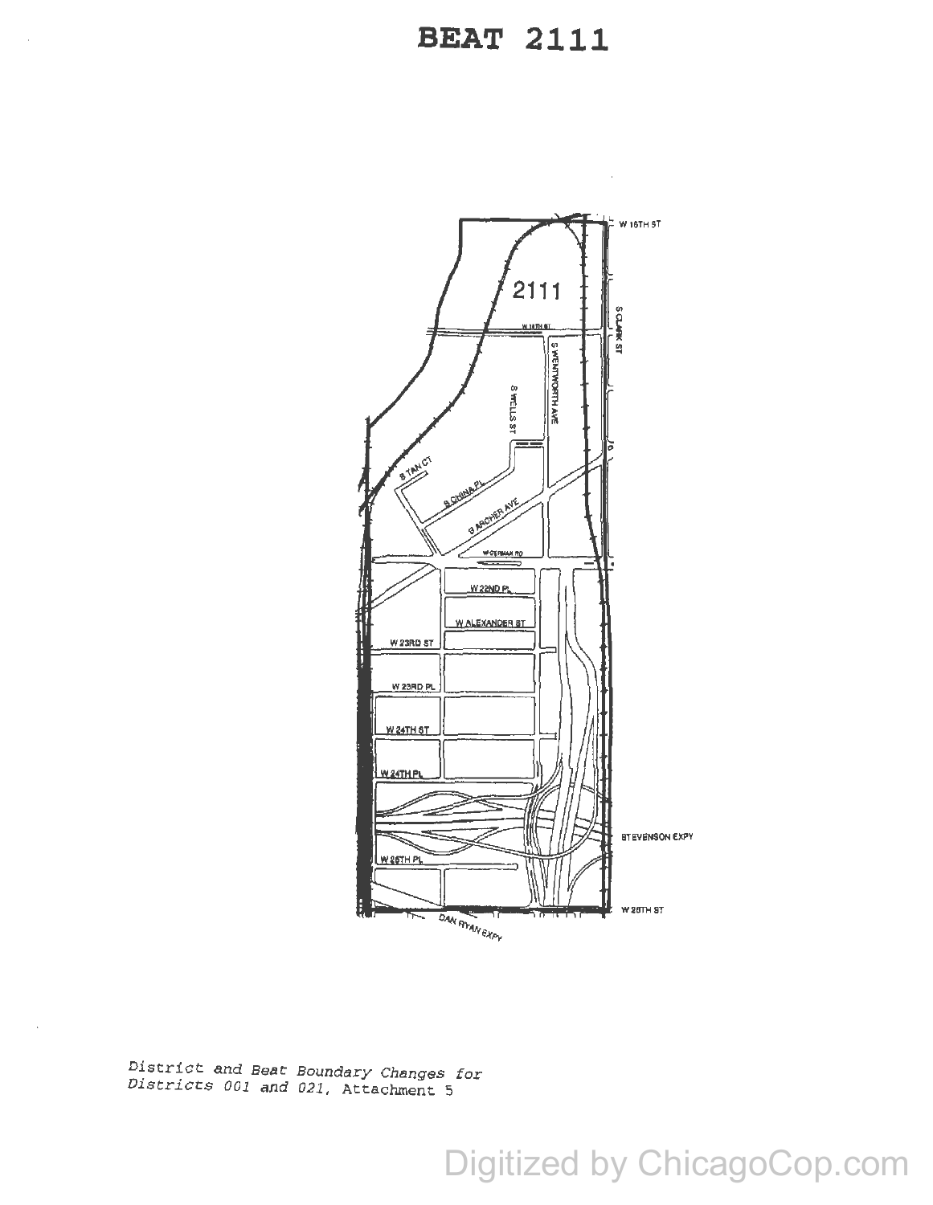# BEAT 2111

2111

W 16TH ST

W 18TH ST

S CLARK ST

S WENTWORTH AVE

S WELLS ST

S TAN CT

S CHINA PL

S ARCHER AVE

W CERMAK RD

W 22ND PL

W ALEXANDER ST

W 23RD ST

W 23RD PL

W 24TH ST

W 24TH PL

STEVENSON EXPY

W 25TH PL

W 26TH ST

DAN RYAN EXPY

*District and Beat Boundary Changes for Districts 001 and 021, Attachment 5*

Digitized by ChicagoCop.com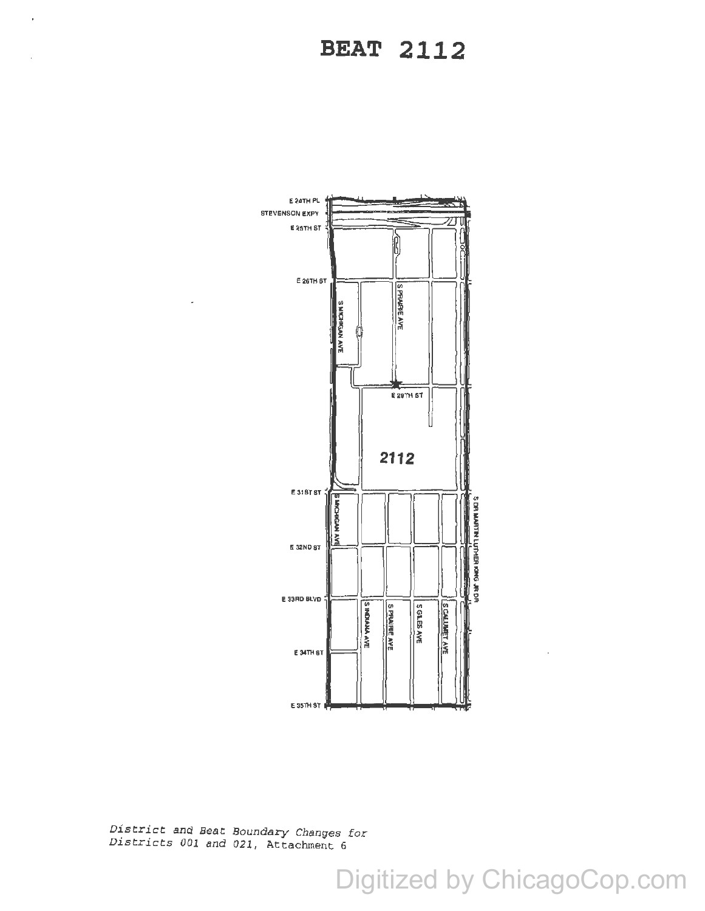# BEAT 2112

E 24TH PL
STEVENSON EXPY
E 25TH ST
E 26TH ST
S MICHIGAN AVE
S PRAIRIE AVE
E 29TH ST
2112
E 31ST ST
S MICHIGAN AVE
S DR MARTIN LUTHER KING JR DR
E 32ND ST
E 33RD BLVD
S INDIANA AVE
S PRAIRIE AVE
S GILES AVE
S CALUMET AVE
E 34TH ST
E 35TH ST

*District and Beat Boundary Changes for Districts 001 and 021*, Attachment 6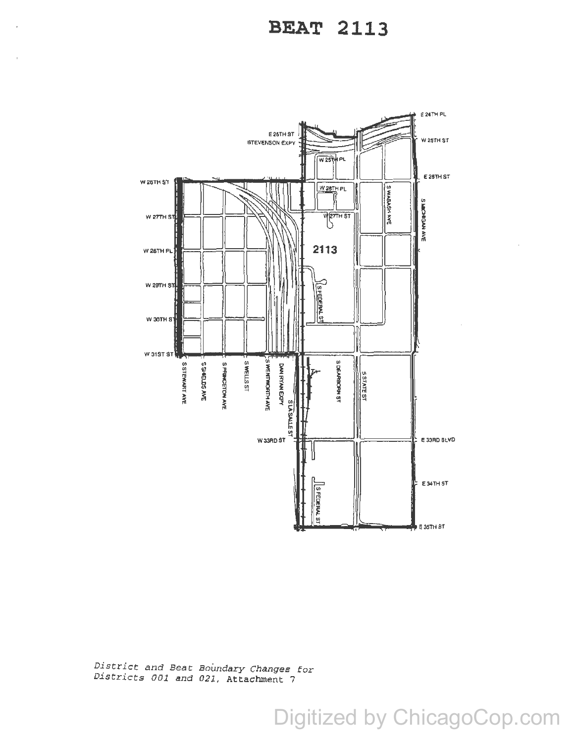# BEAT 2113

E 24TH PL
E 25TH ST
STEVENSON EXPY
W 25TH ST
W 25TH PL
E 26TH ST
W 26TH ST
W 26TH PL
W 27TH ST
S WABASH AVE
S MICHIGAN AVE
W 28TH PL
2113
W 29TH ST
S FEDERAL ST
W 30TH ST
W 31ST ST
S STEWART AVE
S SHIELDS AVE
S PRINCETON AVE
S WELLS ST
S WENTWORTH AVE
DAN RYAN EXPY
S LA SALLE ST
S DEARBORN ST
S STATE ST
W 33RD ST
E 33RD BLVD
E 34TH ST
S FEDERAL ST
E 35TH ST

*District and Beat Boundary Changes for Districts 001 and 021, Attachment 7*

Digitized by ChicagoCop.com